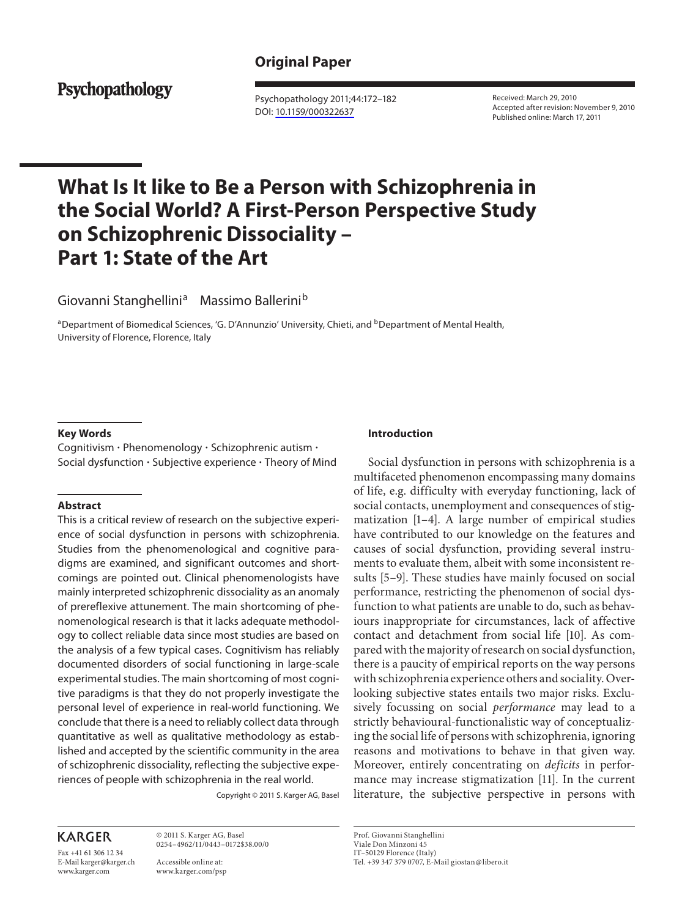Original Paper

Psychopathology 2011;44:172–182
DOI: 10.1159/000322637

Received: March 29, 2010
Accepted after revision: November 9, 2010
Published online: March 17, 2011

# What Is It like to Be a Person with Schizophrenia in the Social World? A First-Person Perspective Study on Schizophrenic Dissociality – Part 1: State of the Art

Giovanni Stanghellini[a] Massimo Ballerini[b]

[a]Department of Biomedical Sciences, 'G. D'Annunzio' University, Chieti, and [b]Department of Mental Health, University of Florence, Florence, Italy

### Key Words

Cognitivism · Phenomenology · Schizophrenic autism · Social dysfunction · Subjective experience · Theory of Mind

### Abstract

This is a critical review of research on the subjective experience of social dysfunction in persons with schizophrenia. Studies from the phenomenological and cognitive paradigms are examined, and significant outcomes and shortcomings are pointed out. Clinical phenomenologists have mainly interpreted schizophrenic dissociality as an anomaly of prereflexive attunement. The main shortcoming of phenomenological research is that it lacks adequate methodology to collect reliable data since most studies are based on the analysis of a few typical cases. Cognitivism has reliably documented disorders of social functioning in large-scale experimental studies. The main shortcoming of most cognitive paradigms is that they do not properly investigate the personal level of experience in real-world functioning. We conclude that there is a need to reliably collect data through quantitative as well as qualitative methodology as established and accepted by the scientific community in the area of schizophrenic dissociality, reflecting the subjective experiences of people with schizophrenia in the real world.

Copyright © 2011 S. Karger AG, Basel

## Introduction

Social dysfunction in persons with schizophrenia is a multifaceted phenomenon encompassing many domains of life, e.g. difficulty with everyday functioning, lack of social contacts, unemployment and consequences of stigmatization [1–4]. A large number of empirical studies have contributed to our knowledge on the features and causes of social dysfunction, providing several instruments to evaluate them, albeit with some inconsistent results [5–9]. These studies have mainly focused on social performance, restricting the phenomenon of social dysfunction to what patients are unable to do, such as behaviours inappropriate for circumstances, lack of affective contact and detachment from social life [10]. As compared with the majority of research on social dysfunction, there is a paucity of empirical reports on the way persons with schizophrenia experience others and sociality. Overlooking subjective states entails two major risks. Exclusively focussing on social *performance* may lead to a strictly behavioural-functionalistic way of conceptualizing the social life of persons with schizophrenia, ignoring reasons and motivations to behave in that given way. Moreover, entirely concentrating on *deficits* in performance may increase stigmatization [11]. In the current literature, the subjective perspective in persons with

KARGER

Fax +41 61 306 12 34
E-Mail karger@karger.ch
www.karger.com

© 2011 S. Karger AG, Basel
0254–4962/11/0443–0172$38.00/0

Accessible online at:
www.karger.com/psp

Prof. Giovanni Stanghellini
Viale Don Minzoni 45
IT–50129 Florence (Italy)
Tel. +39 347 379 0707, E-Mail giostan@libero.it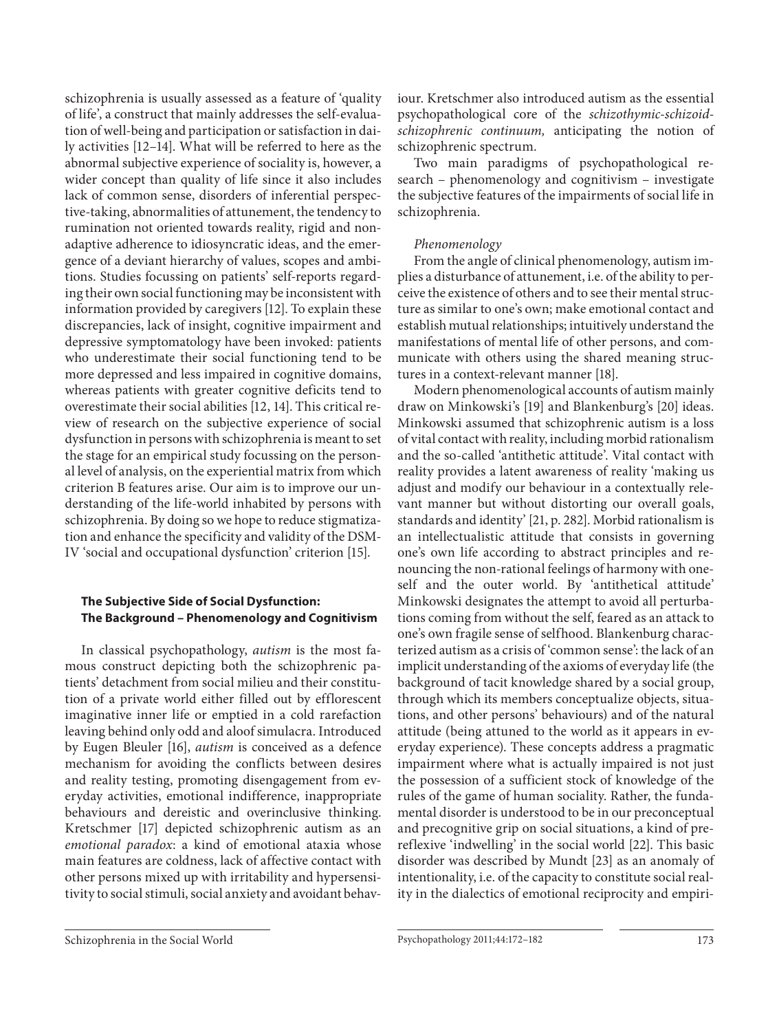schizophrenia is usually assessed as a feature of 'quality of life', a construct that mainly addresses the self-evaluation of well-being and participation or satisfaction in daily activities [12–14]. What will be referred to here as the abnormal subjective experience of sociality is, however, a wider concept than quality of life since it also includes lack of common sense, disorders of inferential perspective-taking, abnormalities of attunement, the tendency to rumination not oriented towards reality, rigid and non-adaptive adherence to idiosyncratic ideas, and the emergence of a deviant hierarchy of values, scopes and ambitions. Studies focussing on patients' self-reports regarding their own social functioning may be inconsistent with information provided by caregivers [12]. To explain these discrepancies, lack of insight, cognitive impairment and depressive symptomatology have been invoked: patients who underestimate their social functioning tend to be more depressed and less impaired in cognitive domains, whereas patients with greater cognitive deficits tend to overestimate their social abilities [12, 14]. This critical review of research on the subjective experience of social dysfunction in persons with schizophrenia is meant to set the stage for an empirical study focussing on the personal level of analysis, on the experiential matrix from which criterion B features arise. Our aim is to improve our understanding of the life-world inhabited by persons with schizophrenia. By doing so we hope to reduce stigmatization and enhance the specificity and validity of the DSM-IV 'social and occupational dysfunction' criterion [15].

## The Subjective Side of Social Dysfunction: The Background – Phenomenology and Cognitivism

In classical psychopathology, *autism* is the most famous construct depicting both the schizophrenic patients' detachment from social milieu and their constitution of a private world either filled out by efflorescent imaginative inner life or emptied in a cold rarefaction leaving behind only odd and aloof simulacra. Introduced by Eugen Bleuler [16], *autism* is conceived as a defence mechanism for avoiding the conflicts between desires and reality testing, promoting disengagement from everyday activities, emotional indifference, inappropriate behaviours and dereistic and overinclusive thinking. Kretschmer [17] depicted schizophrenic autism as an *emotional paradox*: a kind of emotional ataxia whose main features are coldness, lack of affective contact with other persons mixed up with irritability and hypersensitivity to social stimuli, social anxiety and avoidant behaviour. Kretschmer also introduced autism as the essential psychopathological core of the *schizothymic-schizoid-schizophrenic continuum,* anticipating the notion of schizophrenic spectrum.

Two main paradigms of psychopathological research – phenomenology and cognitivism – investigate the subjective features of the impairments of social life in schizophrenia.

### *Phenomenology*

From the angle of clinical phenomenology, autism implies a disturbance of attunement, i.e. of the ability to perceive the existence of others and to see their mental structure as similar to one's own; make emotional contact and establish mutual relationships; intuitively understand the manifestations of mental life of other persons, and communicate with others using the shared meaning structures in a context-relevant manner [18].

Modern phenomenological accounts of autism mainly draw on Minkowski's [19] and Blankenburg's [20] ideas. Minkowski assumed that schizophrenic autism is a loss of vital contact with reality, including morbid rationalism and the so-called 'antithetic attitude'. Vital contact with reality provides a latent awareness of reality 'making us adjust and modify our behaviour in a contextually relevant manner but without distorting our overall goals, standards and identity' [21, p. 282]. Morbid rationalism is an intellectualistic attitude that consists in governing one's own life according to abstract principles and renouncing the non-rational feelings of harmony with oneself and the outer world. By 'antithetical attitude' Minkowski designates the attempt to avoid all perturbations coming from without the self, feared as an attack to one's own fragile sense of selfhood. Blankenburg characterized autism as a crisis of 'common sense': the lack of an implicit understanding of the axioms of everyday life (the background of tacit knowledge shared by a social group, through which its members conceptualize objects, situations, and other persons' behaviours) and of the natural attitude (being attuned to the world as it appears in everyday experience). These concepts address a pragmatic impairment where what is actually impaired is not just the possession of a sufficient stock of knowledge of the rules of the game of human sociality. Rather, the fundamental disorder is understood to be in our preconceptual and precognitive grip on social situations, a kind of prereflexive 'indwelling' in the social world [22]. This basic disorder was described by Mundt [23] as an anomaly of intentionality, i.e. of the capacity to constitute social reality in the dialectics of emotional reciprocity and empiri-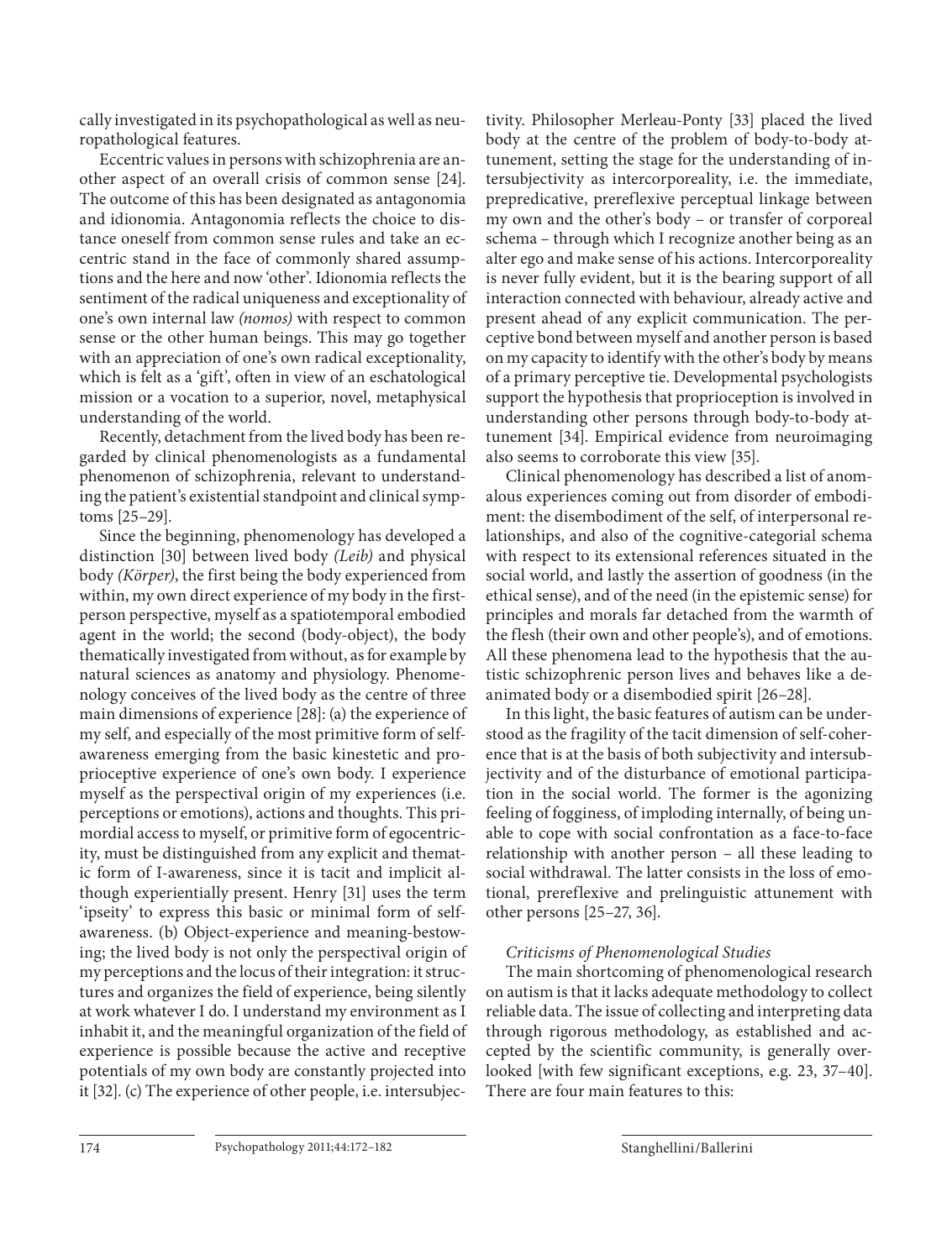cally investigated in its psychopathological as well as neuropathological features.

Eccentric values in persons with schizophrenia are another aspect of an overall crisis of common sense [24]. The outcome of this has been designated as antagonomia and idionomia. Antagonomia reflects the choice to distance oneself from common sense rules and take an eccentric stand in the face of commonly shared assumptions and the here and now 'other'. Idionomia reflects the sentiment of the radical uniqueness and exceptionality of one's own internal law *(nomos)* with respect to common sense or the other human beings. This may go together with an appreciation of one's own radical exceptionality, which is felt as a 'gift', often in view of an eschatological mission or a vocation to a superior, novel, metaphysical understanding of the world.

Recently, detachment from the lived body has been regarded by clinical phenomenologists as a fundamental phenomenon of schizophrenia, relevant to understanding the patient's existential standpoint and clinical symptoms [25–29].

Since the beginning, phenomenology has developed a distinction [30] between lived body *(Leib)* and physical body *(Körper)*, the first being the body experienced from within, my own direct experience of my body in the first-person perspective, myself as a spatiotemporal embodied agent in the world; the second (body-object), the body thematically investigated from without, as for example by natural sciences as anatomy and physiology. Phenomenology conceives of the lived body as the centre of three main dimensions of experience [28]: (a) the experience of my self, and especially of the most primitive form of self-awareness emerging from the basic kinestetic and proprioceptive experience of one's own body. I experience myself as the perspectival origin of my experiences (i.e. perceptions or emotions), actions and thoughts. This primordial access to myself, or primitive form of egocentricity, must be distinguished from any explicit and thematic form of I-awareness, since it is tacit and implicit although experientially present. Henry [31] uses the term 'ipseity' to express this basic or minimal form of self-awareness. (b) Object-experience and meaning-bestowing; the lived body is not only the perspectival origin of my perceptions and the locus of their integration: it structures and organizes the field of experience, being silently at work whatever I do. I understand my environment as I inhabit it, and the meaningful organization of the field of experience is possible because the active and receptive potentials of my own body are constantly projected into it [32]. (c) The experience of other people, i.e. intersubjectivity. Philosopher Merleau-Ponty [33] placed the lived body at the centre of the problem of body-to-body attunement, setting the stage for the understanding of intersubjectivity as intercorporeality, i.e. the immediate, prepredicative, prereflexive perceptual linkage between my own and the other's body – or transfer of corporeal schema – through which I recognize another being as an alter ego and make sense of his actions. Intercorporeality is never fully evident, but it is the bearing support of all interaction connected with behaviour, already active and present ahead of any explicit communication. The perceptive bond between myself and another person is based on my capacity to identify with the other's body by means of a primary perceptive tie. Developmental psychologists support the hypothesis that proprioception is involved in understanding other persons through body-to-body attunement [34]. Empirical evidence from neuroimaging also seems to corroborate this view [35].

Clinical phenomenology has described a list of anomalous experiences coming out from disorder of embodiment: the disembodiment of the self, of interpersonal relationships, and also of the cognitive-categorial schema with respect to its extensional references situated in the social world, and lastly the assertion of goodness (in the ethical sense), and of the need (in the epistemic sense) for principles and morals far detached from the warmth of the flesh (their own and other people's), and of emotions. All these phenomena lead to the hypothesis that the autistic schizophrenic person lives and behaves like a deanimated body or a disembodied spirit [26–28].

In this light, the basic features of autism can be understood as the fragility of the tacit dimension of self-coherence that is at the basis of both subjectivity and intersubjectivity and of the disturbance of emotional participation in the social world. The former is the agonizing feeling of fogginess, of imploding internally, of being unable to cope with social confrontation as a face-to-face relationship with another person – all these leading to social withdrawal. The latter consists in the loss of emotional, prereflexive and prelinguistic attunement with other persons [25–27, 36].

### *Criticisms of Phenomenological Studies*

The main shortcoming of phenomenological research on autism is that it lacks adequate methodology to collect reliable data. The issue of collecting and interpreting data through rigorous methodology, as established and accepted by the scientific community, is generally overlooked [with few significant exceptions, e.g. 23, 37–40]. There are four main features to this: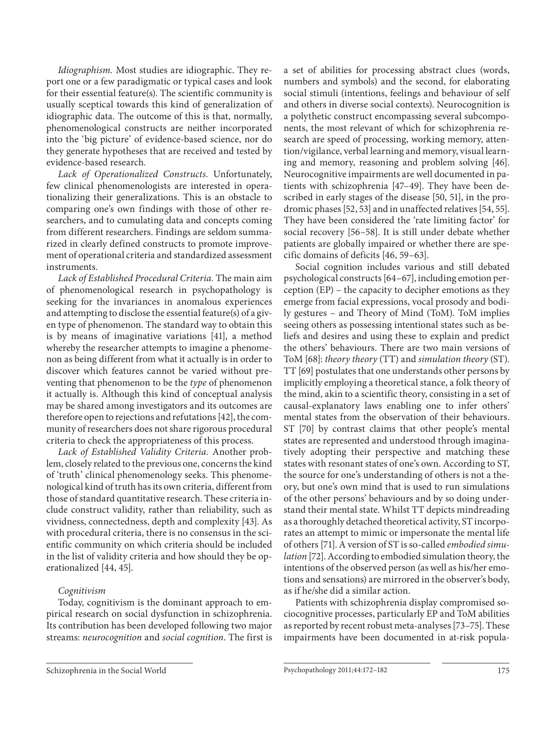*Idiographism.* Most studies are idiographic. They report one or a few paradigmatic or typical cases and look for their essential feature(s). The scientific community is usually sceptical towards this kind of generalization of idiographic data. The outcome of this is that, normally, phenomenological constructs are neither incorporated into the 'big picture' of evidence-based science, nor do they generate hypotheses that are received and tested by evidence-based research.

*Lack of Operationalized Constructs.* Unfortunately, few clinical phenomenologists are interested in operationalizing their generalizations. This is an obstacle to comparing one's own findings with those of other researchers, and to cumulating data and concepts coming from different researchers. Findings are seldom summarized in clearly defined constructs to promote improvement of operational criteria and standardized assessment instruments.

*Lack of Established Procedural Criteria.* The main aim of phenomenological research in psychopathology is seeking for the invariances in anomalous experiences and attempting to disclose the essential feature(s) of a given type of phenomenon. The standard way to obtain this is by means of imaginative variations [41], a method whereby the researcher attempts to imagine a phenomenon as being different from what it actually is in order to discover which features cannot be varied without preventing that phenomenon to be the *type* of phenomenon it actually is. Although this kind of conceptual analysis may be shared among investigators and its outcomes are therefore open to rejections and refutations [42], the community of researchers does not share rigorous procedural criteria to check the appropriateness of this process.

*Lack of Established Validity Criteria.* Another problem, closely related to the previous one, concerns the kind of 'truth' clinical phenomenology seeks. This phenomenological kind of truth has its own criteria, different from those of standard quantitative research. These criteria include construct validity, rather than reliability, such as vividness, connectedness, depth and complexity [43]. As with procedural criteria, there is no consensus in the scientific community on which criteria should be included in the list of validity criteria and how should they be operationalized [44, 45].

*Cognitivism*

Today, cognitivism is the dominant approach to empirical research on social dysfunction in schizophrenia. Its contribution has been developed following two major streams: *neurocognition* and *social cognition*. The first is a set of abilities for processing abstract clues (words, numbers and symbols) and the second, for elaborating social stimuli (intentions, feelings and behaviour of self and others in diverse social contexts). Neurocognition is a polythetic construct encompassing several subcomponents, the most relevant of which for schizophrenia research are speed of processing, working memory, attention/vigilance, verbal learning and memory, visual learning and memory, reasoning and problem solving [46]. Neurocognitive impairments are well documented in patients with schizophrenia [47–49]. They have been described in early stages of the disease [50, 51], in the prodromic phases [52, 53] and in unaffected relatives [54, 55]. They have been considered the 'rate limiting factor' for social recovery [56–58]. It is still under debate whether patients are globally impaired or whether there are specific domains of deficits [46, 59–63].

Social cognition includes various and still debated psychological constructs [64–67], including emotion perception (EP) – the capacity to decipher emotions as they emerge from facial expressions, vocal prosody and bodily gestures – and Theory of Mind (ToM). ToM implies seeing others as possessing intentional states such as beliefs and desires and using these to explain and predict the others' behaviours. There are two main versions of ToM [68]: *theory theory* (TT) and *simulation theory* (ST). TT [69] postulates that one understands other persons by implicitly employing a theoretical stance, a folk theory of the mind, akin to a scientific theory, consisting in a set of causal-explanatory laws enabling one to infer others' mental states from the observation of their behaviours. ST [70] by contrast claims that other people's mental states are represented and understood through imaginatively adopting their perspective and matching these states with resonant states of one's own. According to ST, the source for one's understanding of others is not a theory, but one's own mind that is used to run simulations of the other persons' behaviours and by so doing understand their mental state. Whilst TT depicts mindreading as a thoroughly detached theoretical activity, ST incorporates an attempt to mimic or impersonate the mental life of others [71]. A version of ST is so-called *embodied simulation* [72]. According to embodied simulation theory, the intentions of the observed person (as well as his/her emotions and sensations) are mirrored in the observer's body, as if he/she did a similar action.

Patients with schizophrenia display compromised sociocognitive processes, particularly EP and ToM abilities as reported by recent robust meta-analyses [73–75]. These impairments have been documented in at-risk popula-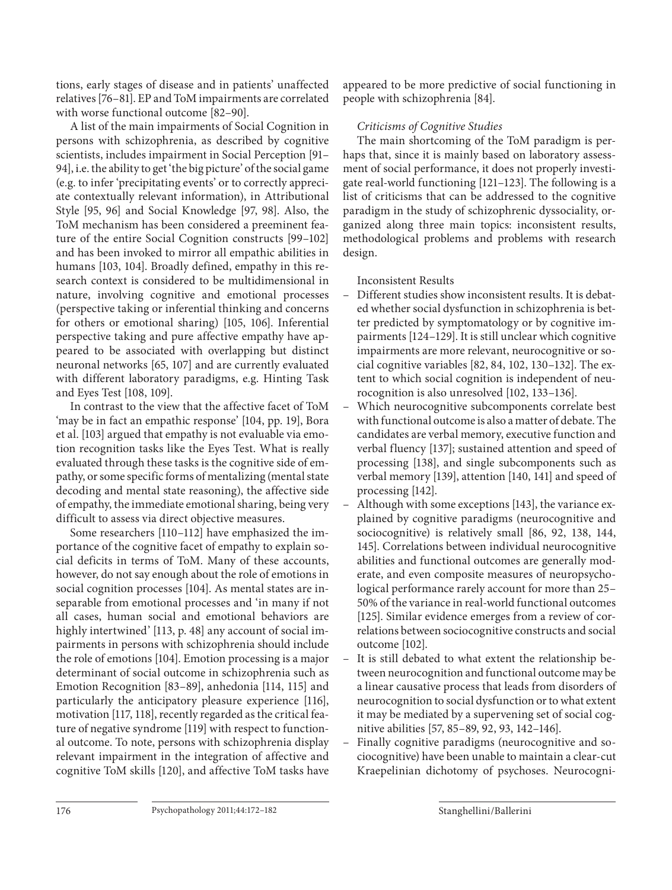tions, early stages of disease and in patients' unaffected relatives [76–81]. EP and ToM impairments are correlated with worse functional outcome [82–90].

A list of the main impairments of Social Cognition in persons with schizophrenia, as described by cognitive scientists, includes impairment in Social Perception [91–94], i.e. the ability to get 'the big picture' of the social game (e.g. to infer 'precipitating events' or to correctly appreciate contextually relevant information), in Attributional Style [95, 96] and Social Knowledge [97, 98]. Also, the ToM mechanism has been considered a preeminent feature of the entire Social Cognition constructs [99–102] and has been invoked to mirror all empathic abilities in humans [103, 104]. Broadly defined, empathy in this research context is considered to be multidimensional in nature, involving cognitive and emotional processes (perspective taking or inferential thinking and concerns for others or emotional sharing) [105, 106]. Inferential perspective taking and pure affective empathy have appeared to be associated with overlapping but distinct neuronal networks [65, 107] and are currently evaluated with different laboratory paradigms, e.g. Hinting Task and Eyes Test [108, 109].

In contrast to the view that the affective facet of ToM 'may be in fact an empathic response' [104, pp. 19], Bora et al. [103] argued that empathy is not evaluable via emotion recognition tasks like the Eyes Test. What is really evaluated through these tasks is the cognitive side of empathy, or some specific forms of mentalizing (mental state decoding and mental state reasoning), the affective side of empathy, the immediate emotional sharing, being very difficult to assess via direct objective measures.

Some researchers [110–112] have emphasized the importance of the cognitive facet of empathy to explain social deficits in terms of ToM. Many of these accounts, however, do not say enough about the role of emotions in social cognition processes [104]. As mental states are inseparable from emotional processes and 'in many if not all cases, human social and emotional behaviors are highly intertwined' [113, p. 48] any account of social impairments in persons with schizophrenia should include the role of emotions [104]. Emotion processing is a major determinant of social outcome in schizophrenia such as Emotion Recognition [83–89], anhedonia [114, 115] and particularly the anticipatory pleasure experience [116], motivation [117, 118], recently regarded as the critical feature of negative syndrome [119] with respect to functional outcome. To note, persons with schizophrenia display relevant impairment in the integration of affective and cognitive ToM skills [120], and affective ToM tasks have appeared to be more predictive of social functioning in people with schizophrenia [84].

*Criticisms of Cognitive Studies*

The main shortcoming of the ToM paradigm is perhaps that, since it is mainly based on laboratory assessment of social performance, it does not properly investigate real-world functioning [121–123]. The following is a list of criticisms that can be addressed to the cognitive paradigm in the study of schizophrenic dyssociality, organized along three main topics: inconsistent results, methodological problems and problems with research design.

Inconsistent Results

- Different studies show inconsistent results. It is debated whether social dysfunction in schizophrenia is better predicted by symptomatology or by cognitive impairments [124–129]. It is still unclear which cognitive impairments are more relevant, neurocognitive or social cognitive variables [82, 84, 102, 130–132]. The extent to which social cognition is independent of neurocognition is also unresolved [102, 133–136].
- Which neurocognitive subcomponents correlate best with functional outcome is also a matter of debate. The candidates are verbal memory, executive function and verbal fluency [137]; sustained attention and speed of processing [138], and single subcomponents such as verbal memory [139], attention [140, 141] and speed of processing [142].
- Although with some exceptions [143], the variance explained by cognitive paradigms (neurocognitive and sociocognitive) is relatively small [86, 92, 138, 144, 145]. Correlations between individual neurocognitive abilities and functional outcomes are generally moderate, and even composite measures of neuropsychological performance rarely account for more than 25–50% of the variance in real-world functional outcomes [125]. Similar evidence emerges from a review of correlations between sociocognitive constructs and social outcome [102].
- It is still debated to what extent the relationship between neurocognition and functional outcome may be a linear causative process that leads from disorders of neurocognition to social dysfunction or to what extent it may be mediated by a supervening set of social cognitive abilities [57, 85–89, 92, 93, 142–146].
- Finally cognitive paradigms (neurocognitive and sociocognitive) have been unable to maintain a clear-cut Kraepelinian dichotomy of psychoses. Neurocogni-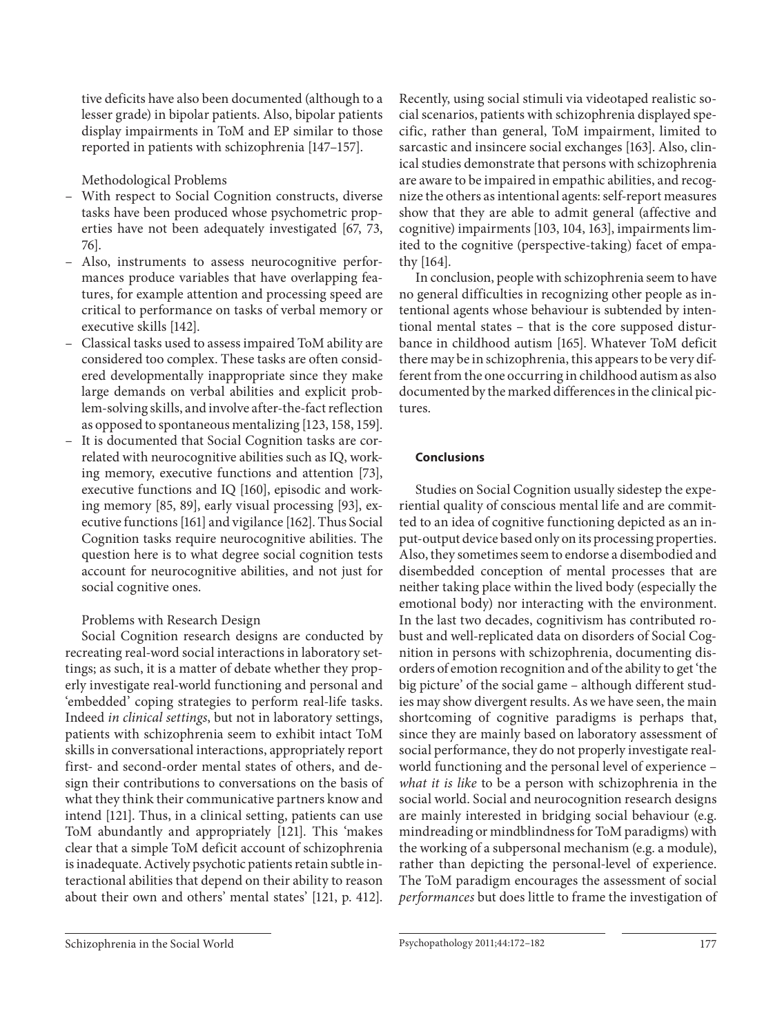tive deficits have also been documented (although to a lesser grade) in bipolar patients. Also, bipolar patients display impairments in ToM and EP similar to those reported in patients with schizophrenia [147–157].

Methodological Problems

- With respect to Social Cognition constructs, diverse tasks have been produced whose psychometric properties have not been adequately investigated [67, 73, 76].
- Also, instruments to assess neurocognitive performances produce variables that have overlapping features, for example attention and processing speed are critical to performance on tasks of verbal memory or executive skills [142].
- Classical tasks used to assess impaired ToM ability are considered too complex. These tasks are often considered developmentally inappropriate since they make large demands on verbal abilities and explicit problem-solving skills, and involve after-the-fact reflection as opposed to spontaneous mentalizing [123, 158, 159].
- It is documented that Social Cognition tasks are correlated with neurocognitive abilities such as IQ, working memory, executive functions and attention [73], executive functions and IQ [160], episodic and working memory [85, 89], early visual processing [93], executive functions [161] and vigilance [162]. Thus Social Cognition tasks require neurocognitive abilities. The question here is to what degree social cognition tests account for neurocognitive abilities, and not just for social cognitive ones.

Problems with Research Design

Social Cognition research designs are conducted by recreating real-word social interactions in laboratory settings; as such, it is a matter of debate whether they properly investigate real-world functioning and personal and 'embedded' coping strategies to perform real-life tasks. Indeed *in clinical settings*, but not in laboratory settings, patients with schizophrenia seem to exhibit intact ToM skills in conversational interactions, appropriately report first- and second-order mental states of others, and design their contributions to conversations on the basis of what they think their communicative partners know and intend [121]. Thus, in a clinical setting, patients can use ToM abundantly and appropriately [121]. This 'makes clear that a simple ToM deficit account of schizophrenia is inadequate. Actively psychotic patients retain subtle interactional abilities that depend on their ability to reason about their own and others' mental states' [121, p. 412]. Recently, using social stimuli via videotaped realistic social scenarios, patients with schizophrenia displayed specific, rather than general, ToM impairment, limited to sarcastic and insincere social exchanges [163]. Also, clinical studies demonstrate that persons with schizophrenia are aware to be impaired in empathic abilities, and recognize the others as intentional agents: self-report measures show that they are able to admit general (affective and cognitive) impairments [103, 104, 163], impairments limited to the cognitive (perspective-taking) facet of empathy [164].

In conclusion, people with schizophrenia seem to have no general difficulties in recognizing other people as intentional agents whose behaviour is subtended by intentional mental states – that is the core supposed disturbance in childhood autism [165]. Whatever ToM deficit there may be in schizophrenia, this appears to be very different from the one occurring in childhood autism as also documented by the marked differences in the clinical pictures.

## Conclusions

Studies on Social Cognition usually sidestep the experiential quality of conscious mental life and are committed to an idea of cognitive functioning depicted as an input-output device based only on its processing properties. Also, they sometimes seem to endorse a disembodied and disembedded conception of mental processes that are neither taking place within the lived body (especially the emotional body) nor interacting with the environment. In the last two decades, cognitivism has contributed robust and well-replicated data on disorders of Social Cognition in persons with schizophrenia, documenting disorders of emotion recognition and of the ability to get 'the big picture' of the social game – although different studies may show divergent results. As we have seen, the main shortcoming of cognitive paradigms is perhaps that, since they are mainly based on laboratory assessment of social performance, they do not properly investigate real-world functioning and the personal level of experience – *what it is like* to be a person with schizophrenia in the social world. Social and neurocognition research designs are mainly interested in bridging social behaviour (e.g. mindreading or mindblindness for ToM paradigms) with the working of a subpersonal mechanism (e.g. a module), rather than depicting the personal-level of experience. The ToM paradigm encourages the assessment of social *performances* but does little to frame the investigation of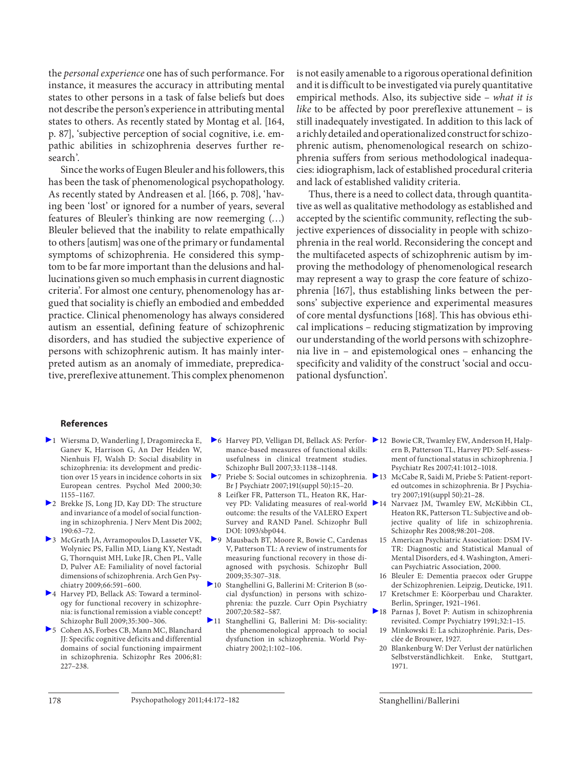the *personal experience* one has of such performance. For instance, it measures the accuracy in attributing mental states to other persons in a task of false beliefs but does not describe the person's experience in attributing mental states to others. As recently stated by Montag et al. [164, p. 87], 'subjective perception of social cognitive, i.e. empathic abilities in schizophrenia deserves further research'.

Since the works of Eugen Bleuler and his followers, this has been the task of phenomenological psychopathology. As recently stated by Andreasen et al. [166, p. 708], 'having been 'lost' or ignored for a number of years, several features of Bleuler's thinking are now reemerging (…) Bleuler believed that the inability to relate empathically to others [autism] was one of the primary or fundamental symptoms of schizophrenia. He considered this symptom to be far more important than the delusions and hallucinations given so much emphasis in current diagnostic criteria'. For almost one century, phenomenology has argued that sociality is chiefly an embodied and embedded practice. Clinical phenomenology has always considered autism an essential, defining feature of schizophrenic disorders, and has studied the subjective experience of persons with schizophrenic autism. It has mainly interpreted autism as an anomaly of immediate, prepredicative, prereflexive attunement. This complex phenomenon is not easily amenable to a rigorous operational definition and it is difficult to be investigated via purely quantitative empirical methods. Also, its subjective side – *what it is like* to be affected by poor prereflexive attunement – is still inadequately investigated. In addition to this lack of a richly detailed and operationalized construct for schizophrenic autism, phenomenological research on schizophrenia suffers from serious methodological inadequacies: idiographism, lack of established procedural criteria and lack of established validity criteria.

Thus, there is a need to collect data, through quantitative as well as qualitative methodology as established and accepted by the scientific community, reflecting the subjective experiences of dissociality in people with schizophrenia in the real world. Reconsidering the concept and the multifaceted aspects of schizophrenic autism by improving the methodology of phenomenological research may represent a way to grasp the core feature of schizophrenia [167], thus establishing links between the persons' subjective experience and experimental measures of core mental dysfunctions [168]. This has obvious ethical implications – reducing stigmatization by improving our understanding of the world persons with schizophrenia live in – and epistemological ones – enhancing the specificity and validity of the construct 'social and occupational dysfunction'.

## References

1. Wiersma D, Wanderling J, Dragomirecka E, Ganev K, Harrison G, An Der Heiden W, Nienhuis FJ, Walsh D: Social disability in schizophrenia: its development and prediction over 15 years in incidence cohorts in six European centres. Psychol Med 2000;30:1155–1167.
2. Brekke JS, Long JD, Kay DD: The structure and invariance of a model of social functioning in schizophrenia. J Nerv Ment Dis 2002;190:63–72.
3. McGrath JA, Avramopoulos D, Lasseter VK, Wolyniec PS, Fallin MD, Liang KY, Nestadt G, Thornquist MH, Luke JR, Chen PL, Valle D, Pulver AE: Familiality of novel factorial dimensions of schizophrenia. Arch Gen Psychiatry 2009;66:591–600.
4. Harvey PD, Bellack AS: Toward a terminology for functional recovery in schizophrenia: is functional remission a viable concept? Schizophr Bull 2009;35:300–306.
5. Cohen AS, Forbes CB, Mann MC, Blanchard JJ: Specific cognitive deficits and differential domains of social functioning impairment in schizophrenia. Schizophr Res 2006;81:227–238.
6. Harvey PD, Velligan DI, Bellack AS: Performance-based measures of functional skills: usefulness in clinical treatment studies. Schizophr Bull 2007;33:1138–1148.
7. Priebe S: Social outcomes in schizophrenia. Br J Psychiatr 2007;191(suppl 50):15–20.
8. Leifker FR, Patterson TL, Heaton RK, Harvey PD: Validating measures of real-world outcome: the results of the VALERO Expert Survey and RAND Panel. Schizophr Bull DOI: 1093/sbp044.
9. Mausbach BT, Moore R, Bowie C, Cardenas V, Patterson TL: A review of instruments for measuring functional recovery in those diagnosed with psychosis. Schizophr Bull 2009;35:307–318.
10. Stanghellini G, Ballerini M: Criterion B (social dysfunction) in persons with schizophrenia: the puzzle. Curr Opin Psychiatry 2007;20:582–587.
11. Stanghellini G, Ballerini M: Dis-sociality: the phenomenological approach to social dysfunction in schizophrenia. World Psychiatry 2002;1:102–106.
12. Bowie CR, Twamley EW, Anderson H, Halpern B, Patterson TL, Harvey PD: Self-assessment of functional status in schizophrenia. J Psychiatr Res 2007;41:1012–1018.
13. McCabe R, Saidi M, Priebe S: Patient-reported outcomes in schizophrenia. Br J Psychiatry 2007;191(suppl 50):21–28.
14. Narvaez JM, Twamley EW, McKibbin CL, Heaton RK, Patterson TL: Subjective and objective quality of life in schizophrenia. Schizophr Res 2008;98:201–208.
15. American Psychiatric Association: DSM IV-TR: Diagnostic and Statistical Manual of Mental Disorders, ed 4. Washington, American Psychiatric Association, 2000.
16. Bleuler E: Dementia praecox oder Gruppe der Schizophrenien. Leipzig, Deuticke, 1911.
17. Kretschmer E: Köorperbau und Charakter. Berlin, Springer, 1921–1961.
18. Parnas J, Bovet P: Autism in schizophrenia revisited. Compr Psychiatry 1991;32:1–15.
19. Minkowski E: La schizophrénie. Paris, Desclée de Brouwer, 1927.
20. Blankenburg W: Der Verlust der natürlichen Selbstverständlichkeit. Enke, Stuttgart, 1971.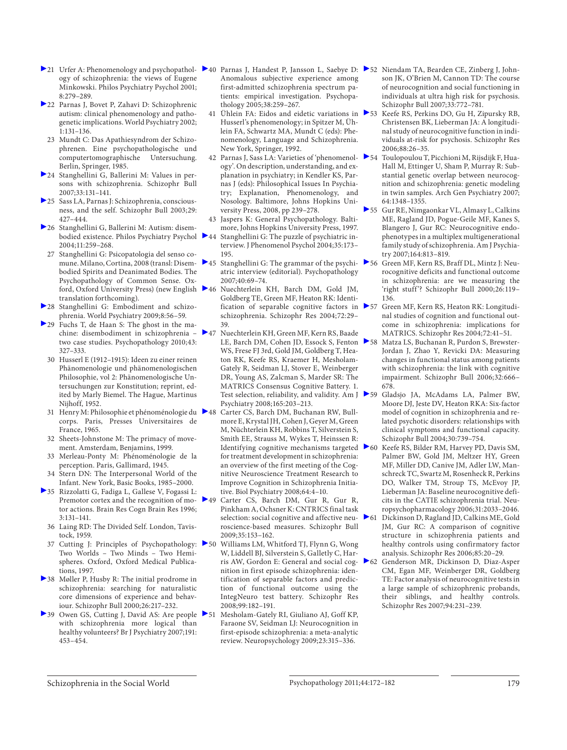21 Urfer A: Phenomenology and psychopathology of schizophrenia: the views of Eugene Minkowski. Philos Psychiatry Psychol 2001; 8:279–289.

22 Parnas J, Bovet P, Zahavi D: Schizophrenic autism: clinical phenomenology and pathogenetic implications. World Psychiatry 2002; 1:131–136.

23 Mundt C: Das Apathiesyndrom der Schizophrenen. Eine psychopathologische und computertomographische Untersuchung. Berlin, Springer, 1985.

24 Stanghellini G, Ballerini M: Values in persons with schizophrenia. Schizophr Bull 2007;33:131–141.

25 Sass LA, Parnas J: Schizophrenia, consciousness, and the self. Schizophr Bull 2003;29: 427–444.

26 Stanghellini G, Ballerini M: Autism: disembodied existence. Philos Psychiatry Psychol 2004;11:259–268.

27 Stanghellini G: Psicopatologia del senso comune. Milano, Cortina, 2008 (transl: Disembodied Spirits and Deanimated Bodies. The Psychopathology of Common Sense. Oxford, Oxford University Press) (new English translation forthcoming).

28 Stanghellini G: Embodiment and schizophrenia. World Psychiatry 2009;8:56–59.

29 Fuchs T, de Haan S: The ghost in the machine: disembodiment in schizophrenia – two case studies. Psychopathology 2010;43: 327–333.

30 Husserl E (1912–1915): Ideen zu einer reinen Phänomenologie und phänomenologischen Philosophie, vol 2: Phänomenologische Untersuchungen zur Konstitution; reprint, edited by Marly Biemel. The Hague, Martinus Nijhoff, 1952.

31 Henry M: Philosophie et phénoménologie du corps. Paris, Presses Universitaires de France, 1965.

32 Sheets-Johnstone M: The primacy of movement. Amsterdam, Benjamins, 1999.

33 Merleau-Ponty M: Phénoménologie de la perception. Paris, Gallimard, 1945.

34 Stern DN: The Interpersonal World of the Infant. New York, Basic Books, 1985–2000.

35 Rizzolatti G, Fadiga L, Gallese V, Fogassi L: Premotor cortex and the recognition of motor actions. Brain Res Cogn Brain Res 1996; 3:131–141.

36 Laing RD: The Divided Self. London, Tavistock, 1959.

37 Cutting J: Principles of Psychopathology: Two Worlds – Two Minds – Two Hemispheres. Oxford, Oxford Medical Publications, 1997.

38 Møller P, Husby R: The initial prodrome in schizophrenia: searching for naturalistic core dimensions of experience and behaviour. Schizophr Bull 2000;26:217–232.

39 Owen GS, Cutting J, David AS: Are people with schizophrenia more logical than healthy volunteers? Br J Psychiatry 2007;191: 453–454.

40 Parnas J, Handest P, Jansson L, Saebye D: Anomalous subjective experience among first-admitted schizophrenia spectrum patients: empirical investigation. Psychopathology 2005;38:259–267.

41 Ühlein FA: Eidos and eidetic variations in Husserl's phenomenology; in Spitzer M, Ühlein FA, Schwartz MA, Mundt C (eds): Phenomenology, Language and Schizophrenia. New York, Springer, 1992.

42 Parnas J, Sass LA: Varieties of 'phenomenology'. On description, understanding, and explanation in psychiatry; in Kendler KS, Parnas J (eds): Philosophical Issues In Psychiatry; Explanation, Phenomenology, and Nosology. Baltimore, Johns Hopkins University Press, 2008, pp 239–278.

43 Jaspers K: General Psychopathology. Baltimore, Johns Hopkins University Press, 1997.

44 Stanghellini G: The puzzle of psychiatric interview. J Phenomenol Psychol 2004;35:173–195.

45 Stanghellini G: The grammar of the psychiatric interview (editorial). Psychopathology 2007;40:69–74.

46 Nuechterlein KH, Barch DM, Gold JM, Goldberg TE, Green MF, Heaton RK: Identification of separable cognitive factors in schizophrenia. Schizophr Res 2004;72:29–39.

47 Nuechterlein KH, Green MF, Kern RS, Baade LE, Barch DM, Cohen JD, Essock S, Fenton WS, Frese FJ 3rd, Gold JM, Goldberg T, Heaton RK, Keefe RS, Kraemer H, Mesholam-Gately R, Seidman LJ, Stover E, Weinberger DR, Young AS, Zalcman S, Marder SR: The MATRICS Consensus Cognitive Battery. 1. Test selection, reliability, and validity. Am J Psychiatry 2008;165:203–213.

48 Carter CS, Barch DM, Buchanan RW, Bullmore E, Krystal JH, Cohen J, Geyer M, Green M, Nüchterlein KH, Robbins T, Silverstein S, Smith EE, Strauss M, Wykes T, Heinssen R: Identifying cognitive mechanisms targeted for treatment development in schizophrenia: an overview of the first meeting of the Cognitive Neuroscience Treatment Research to Improve Cognition in Schizophrenia Initiative. Biol Psychiatry 2008;64:4–10.

49 Carter CS, Barch DM, Gur R, Gur R, Pinkham A, Ochsner K: CNTRICS final task selection: social cognitive and affective neuroscience-based measures. Schizophr Bull 2009;35:153–162.

50 Williams LM, Whitford TJ, Flynn G, Wong W, Liddell BJ, Silverstein S, Galletly C, Harris AW, Gordon E: General and social cognition in first episode schizophrenia: identification of separable factors and prediction of functional outcome using the IntegNeuro test battery. Schizophr Res 2008;99:182–191.

51 Mesholam-Gately RI, Giuliano AJ, Goff KP, Faraone SV, Seidman LJ: Neurocognition in first-episode schizophrenia: a meta-analytic review. Neuropsychology 2009;23:315–336.

52 Niendam TA, Bearden CE, Zinberg J, Johnson JK, O'Brien M, Cannon TD: The course of neurocognition and social functioning in individuals at ultra high risk for psychosis. Schizophr Bull 2007;33:772–781.

53 Keefe RS, Perkins DO, Gu H, Zipursky RB, Christensen BK, Lieberman JA: A longitudinal study of neurocognitive function in individuals at-risk for psychosis. Schizophr Res 2006;88:26–35.

54 Toulopoulou T, Picchioni M, Rijsdijk F, Hua-Hall M, Ettinger U, Sham P, Murray R: Substantial genetic overlap between neurocognition and schizophrenia: genetic modeling in twin samples. Arch Gen Psychiatry 2007; 64:1348–1355.

55 Gur RE, Nimgaonkar VL, Almasy L, Calkins ME, Ragland JD, Pogue-Geile MF, Kanes S, Blangero J, Gur RC: Neurocognitive endophenotypes in a multiplex multigenerational family study of schizophrenia. Am J Psychiatry 2007;164:813–819.

56 Green MF, Kern RS, Braff DL, Mintz J: Neurocognitive deficits and functional outcome in schizophrenia: are we measuring the 'right stuff'? Schizophr Bull 2000;26:119–136.

57 Green MF, Kern RS, Heaton RK: Longitudinal studies of cognition and functional outcome in schizophrenia: implications for MATRICS. Schizophr Res 2004;72:41–51.

58 Matza LS, Buchanan R, Purdon S, Brewster-Jordan J, Zhao Y, Revicki DA: Measuring changes in functional status among patients with schizophrenia: the link with cognitive impairment. Schizophr Bull 2006;32:666–678.

59 Gladsjo JA, McAdams LA, Palmer BW, Moore DJ, Jeste DV, Heaton RKA: Six-factor model of cognition in schizophrenia and related psychotic disorders: relationships with clinical symptoms and functional capacity. Schizophr Bull 2004;30:739–754.

60 Keefe RS, Bilder RM, Harvey PD, Davis SM, Palmer BW, Gold JM, Meltzer HY, Green MF, Miller DD, Canive JM, Adler LW, Manschreck TC, Swartz M, Rosenheck R, Perkins DO, Walker TM, Stroup TS, McEvoy JP, Lieberman JA: Baseline neurocognitive deficits in the CATIE schizophrenia trial. Neuropsychopharmacology 2006;31:2033–2046.

61 Dickinson D, Ragland JD, Calkins ME, Gold JM, Gur RC: A comparison of cognitive structure in schizophrenia patients and healthy controls using confirmatory factor analysis. Schizophr Res 2006;85:20–29.

62 Genderson MR, Dickinson D, Diaz-Asper CM, Egan MF, Weinberger DR, Goldberg TE: Factor analysis of neurocognitive tests in a large sample of schizophrenic probands, their siblings, and healthy controls. Schizophr Res 2007;94:231–239.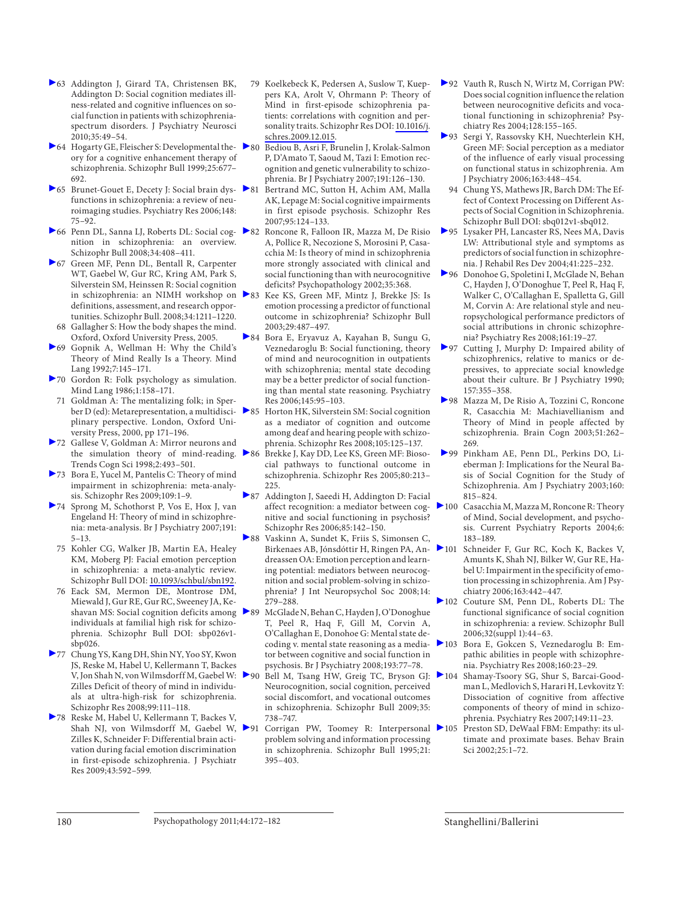63 Addington J, Girard TA, Christensen BK, Addington D: Social cognition mediates illness-related and cognitive influences on social function in patients with schizophrenia-spectrum disorders. J Psychiatry Neurosci 2010;35:49–54.

64 Hogarty GE, Fleischer S: Developmental theory for a cognitive enhancement therapy of schizophrenia. Schizophr Bull 1999;25:677–692.

65 Brunet-Gouet E, Decety J: Social brain dysfunctions in schizophrenia: a review of neuroimaging studies. Psychiatry Res 2006;148:75–92.

66 Penn DL, Sanna LJ, Roberts DL: Social cognition in schizophrenia: an overview. Schizophr Bull 2008;34:408–411.

67 Green MF, Penn DL, Bentall R, Carpenter WT, Gaebel W, Gur RC, Kring AM, Park S, Silverstein SM, Heinssen R: Social cognition in schizophrenia: an NIMH workshop on definitions, assessment, and research opportunities. Schizophr Bull. 2008;34:1211–1220.

68 Gallagher S: How the body shapes the mind. Oxford, Oxford University Press, 2005.

69 Gopnik A, Wellman H: Why the Child's Theory of Mind Really Is a Theory. Mind Lang 1992;7:145–171.

70 Gordon R: Folk psychology as simulation. Mind Lang 1986;1:158–171.

71 Goldman A: The mentalizing folk; in Sperber D (ed): Metarepresentation, a multidisciplinary perspective. London, Oxford University Press, 2000, pp 171–196.

72 Gallese V, Goldman A: Mirror neurons and the simulation theory of mind-reading. Trends Cogn Sci 1998;2:493–501.

73 Bora E, Yucel M, Pantelis C: Theory of mind impairment in schizophrenia: meta-analysis. Schizophr Res 2009;109:1–9.

74 Sprong M, Schothorst P, Vos E, Hox J, van Engeland H: Theory of mind in schizophrenia: meta-analysis. Br J Psychiatry 2007;191:5–13.

75 Kohler CG, Walker JB, Martin EA, Healey KM, Moberg PJ: Facial emotion perception in schizophrenia: a meta-analytic review. Schizophr Bull DOI: 10.1093/schbul/sbn192.

76 Eack SM, Mermon DE, Montrose DM, Miewald J, Gur RE, Gur RC, Sweeney JA, Keshavan MS: Social cognition deficits among individuals at familial high risk for schizophrenia. Schizophr Bull DOI: sbp026v1-sbp026.

77 Chung YS, Kang DH, Shin NY, Yoo SY, Kwon JS, Reske M, Habel U, Kellermann T, Backes V, Jon Shah N, von Wilmsdorff M, Gaebel W: Zilles Deficit of theory of mind in individuals at ultra-high-risk for schizophrenia. Schizophr Res 2008;99:111–118.

78 Reske M, Habel U, Kellermann T, Backes V, Shah NJ, von Wilmsdorff M, Gaebel W, Zilles K, Schneider F: Differential brain activation during facial emotion discrimination in first-episode schizophrenia. J Psychiatr Res 2009;43:592–599.

79 Koelkebeck K, Pedersen A, Suslow T, Kueppers KA, Arolt V, Ohrmann P: Theory of Mind in first-episode schizophrenia patients: correlations with cognition and personality traits. Schizophr Res DOI: 10.1016/j.schres.2009.12.015.

80 Bediou B, Asri F, Brunelin J, Krolak-Salmon P, D'Amato T, Saoud M, Tazi I: Emotion recognition and genetic vulnerability to schizophrenia. Br J Psychiatry 2007;191:126–130.

81 Bertrand MC, Sutton H, Achim AM, Malla AK, Lepage M: Social cognitive impairments in first episode psychosis. Schizophr Res 2007;95:124–133.

82 Roncone R, Falloon IR, Mazza M, De Risio A, Pollice R, Necozione S, Morosini P, Casacchia M: Is theory of mind in schizophrenia more strongly associated with clinical and social functioning than with neurocognitive deficits? Psychopathology 2002;35:368.

83 Kee KS, Green MF, Mintz J, Brekke JS: Is emotion processing a predictor of functional outcome in schizophrenia? Schizophr Bull 2003;29:487–497.

84 Bora E, Eryavuz A, Kayahan B, Sungu G, Veznedaroglu B: Social functioning, theory of mind and neurocognition in outpatients with schizophrenia; mental state decoding may be a better predictor of social functioning than mental state reasoning. Psychiatry Res 2006;145:95–103.

85 Horton HK, Silverstein SM: Social cognition as a mediator of cognition and outcome among deaf and hearing people with schizophrenia. Schizophr Res 2008;105:125–137.

86 Brekke J, Kay DD, Lee KS, Green MF: Biosocial pathways to functional outcome in schizophrenia. Schizophr Res 2005;80:213–225.

87 Addington J, Saeedi H, Addington D: Facial affect recognition: a mediator between cognitive and social functioning in psychosis? Schizophr Res 2006;85:142–150.

88 Vaskinn A, Sundet K, Friis S, Simonsen C, Birkenaes AB, Jónsdóttir H, Ringen PA, Andreassen OA: Emotion perception and learning potential: mediators between neurocognition and social problem-solving in schizophrenia? J Int Neuropsychol Soc 2008;14:279–288.

89 McGlade N, Behan C, Hayden J, O'Donoghue T, Peel R, Haq F, Gill M, Corvin A, O'Callaghan E, Donohoe G: Mental state decoding v. mental state reasoning as a mediator between cognitive and social function in psychosis. Br J Psychiatry 2008;193:77–78.

90 Bell M, Tsang HW, Greig TC, Bryson GJ: Neurocognition, social cognition, perceived social discomfort, and vocational outcomes in schizophrenia. Schizophr Bull 2009;35:738–747.

91 Corrigan PW, Toomey R: Interpersonal problem solving and information processing in schizophrenia. Schizophr Bull 1995;21:395–403.

92 Vauth R, Rusch N, Wirtz M, Corrigan PW: Does social cognition influence the relation between neurocognitive deficits and vocational functioning in schizophrenia? Psychiatry Res 2004;128:155–165.

93 Sergi Y, Rassovsky KH, Nuechterlein KH, Green MF: Social perception as a mediator of the influence of early visual processing on functional status in schizophrenia. Am J Psychiatry 2006;163:448–454.

94 Chung YS, Mathews JR, Barch DM: The Effect of Context Processing on Different Aspects of Social Cognition in Schizophrenia. Schizophr Bull DOI: sbq012v1-sbq012.

95 Lysaker PH, Lancaster RS, Nees MA, Davis LW: Attributional style and symptoms as predictors of social function in schizophrenia. J Rehabil Res Dev 2004;41:225–232.

96 Donohoe G, Spoletini I, McGlade N, Behan C, Hayden J, O'Donoghue T, Peel R, Haq F, Walker C, O'Callaghan E, Spalletta G, Gill M, Corvin A: Are relational style and neuropsychological performance predictors of social attributions in chronic schizophrenia? Psychiatry Res 2008;161:19–27.

97 Cutting J, Murphy D: Impaired ability of schizophrenics, relative to manics or depressives, to appreciate social knowledge about their culture. Br J Psychiatry 1990;157:355–358.

98 Mazza M, De Risio A, Tozzini C, Roncone R, Casacchia M: Machiavellianism and Theory of Mind in people affected by schizophrenia. Brain Cogn 2003;51:262–269.

99 Pinkham AE, Penn DL, Perkins DO, Lieberman J: Implications for the Neural Basis of Social Cognition for the Study of Schizophrenia. Am J Psychiatry 2003;160:815–824.

100 Casacchia M, Mazza M, Roncone R: Theory of Mind, Social development, and psychosis. Current Psychiatry Reports 2004;6:183–189.

101 Schneider F, Gur RC, Koch K, Backes V, Amunts K, Shah NJ, Bilker W, Gur RE, Habel U: Impairment in the specificity of emotion processing in schizophrenia. Am J Psychiatry 2006;163:442–447.

102 Couture SM, Penn DL, Roberts DL: The functional significance of social cognition in schizophrenia: a review. Schizophr Bull 2006;32(suppl 1):44–63.

103 Bora E, Gokcen S, Veznedaroglu B: Empathic abilities in people with schizophrenia. Psychiatry Res 2008;160:23–29.

104 Shamay-Tsoory SG, Shur S, Barcai-Goodman L, Medlovich S, Harari H, Levkovitz Y: Dissociation of cognitive from affective components of theory of mind in schizophrenia. Psychiatry Res 2007;149:11–23.

105 Preston SD, DeWaal FBM: Empathy: its ultimate and proximate bases. Behav Brain Sci 2002;25:1–72.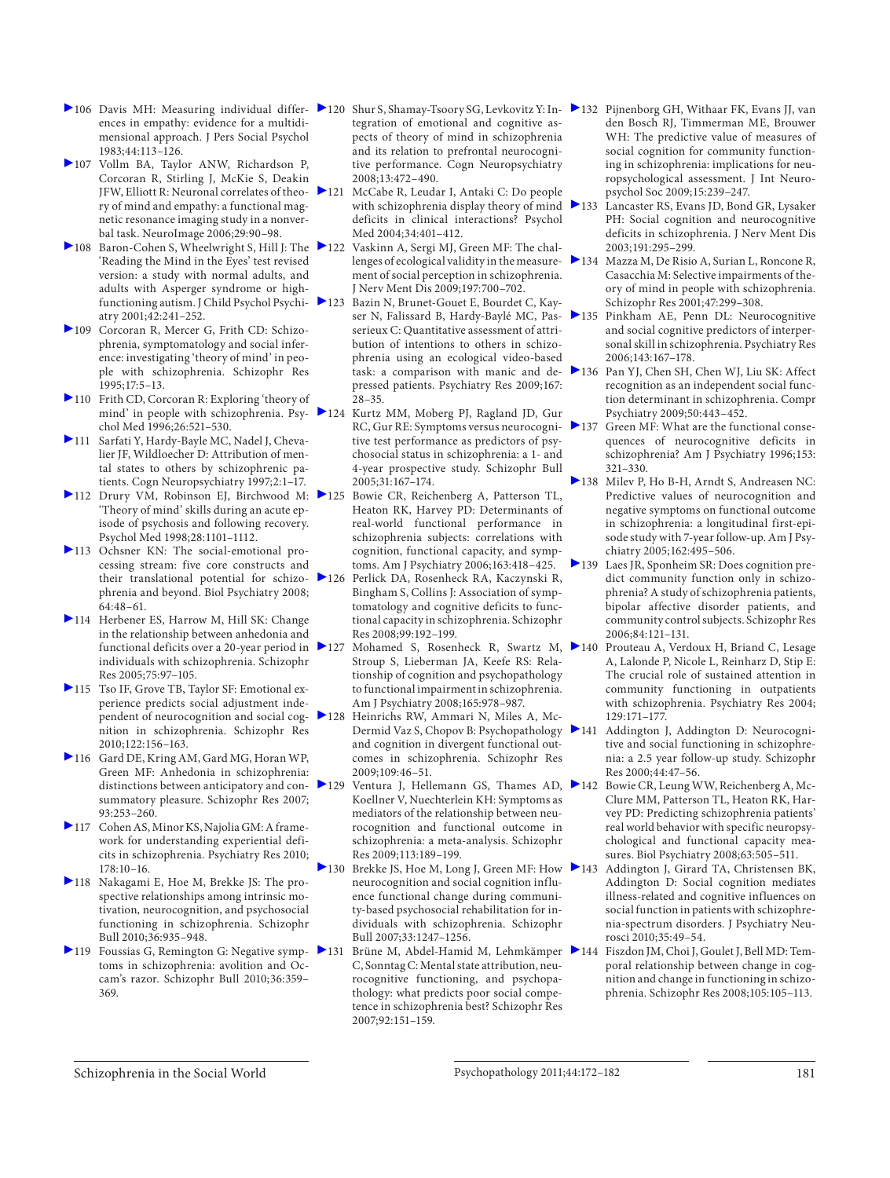106 Davis MH: Measuring individual differences in empathy: evidence for a multidimensional approach. J Pers Social Psychol 1983;44:113–126.

107 Vollm BA, Taylor ANW, Richardson P, Corcoran R, Stirling J, McKie S, Deakin JFW, Elliott R: Neuronal correlates of theory of mind and empathy: a functional magnetic resonance imaging study in a nonverbal task. NeuroImage 2006;29:90–98.

108 Baron-Cohen S, Wheelwright S, Hill J: The 'Reading the Mind in the Eyes' test revised version: a study with normal adults, and adults with Asperger syndrome or high-functioning autism. J Child Psychol Psychiatry 2001;42:241–252.

109 Corcoran R, Mercer G, Frith CD: Schizophrenia, symptomatology and social inference: investigating 'theory of mind' in people with schizophrenia. Schizophr Res 1995;17:5–13.

110 Frith CD, Corcoran R: Exploring 'theory of mind' in people with schizophrenia. Psychol Med 1996;26:521–530.

111 Sarfati Y, Hardy-Bayle MC, Nadel J, Chevalier JF, Wildloecher D: Attribution of mental states to others by schizophrenic patients. Cogn Neuropsychiatry 1997;2:1–17.

112 Drury VM, Robinson EJ, Birchwood M: 'Theory of mind' skills during an acute episode of psychosis and following recovery. Psychol Med 1998;28:1101–1112.

113 Ochsner KN: The social-emotional processing stream: five core constructs and their translational potential for schizophrenia and beyond. Biol Psychiatry 2008;64:48–61.

114 Herbener ES, Harrow M, Hill SK: Change in the relationship between anhedonia and functional deficits over a 20-year period in individuals with schizophrenia. Schizophr Res 2005;75:97–105.

115 Tso IF, Grove TB, Taylor SF: Emotional experience predicts social adjustment independent of neurocognition and social cognition in schizophrenia. Schizophr Res 2010;122:156–163.

116 Gard DE, Kring AM, Gard MG, Horan WP, Green MF: Anhedonia in schizophrenia: distinctions between anticipatory and consummatory pleasure. Schizophr Res 2007;93:253–260.

117 Cohen AS, Minor KS, Najolia GM: A framework for understanding experiential deficits in schizophrenia. Psychiatry Res 2010;178:10–16.

118 Nakagami E, Hoe M, Brekke JS: The prospective relationships among intrinsic motivation, neurocognition, and psychosocial functioning in schizophrenia. Schizophr Bull 2010;36:935–948.

119 Foussias G, Remington G: Negative symptoms in schizophrenia: avolition and Occam's razor. Schizophr Bull 2010;36:359–369.

120 Shur S, Shamay-Tsoory SG, Levkovitz Y: Integration of emotional and cognitive aspects of theory of mind in schizophrenia and its relation to prefrontal neurocognitive performance. Cogn Neuropsychiatry 2008;13:472–490.

121 McCabe R, Leudar I, Antaki C: Do people with schizophrenia display theory of mind deficits in clinical interactions? Psychol Med 2004;34:401–412.

122 Vaskinn A, Sergi MJ, Green MF: The challenges of ecological validity in the measurement of social perception in schizophrenia. J Nerv Ment Dis 2009;197:700–702.

123 Bazin N, Brunet-Gouet E, Bourdet C, Kayser N, Falissard B, Hardy-Baylé MC, Passerieux C: Quantitative assessment of attribution of intentions to others in schizophrenia using an ecological video-based task: a comparison with manic and depressed patients. Psychiatry Res 2009;167:28–35.

124 Kurtz MM, Moberg PJ, Ragland JD, Gur RC, Gur RE: Symptoms versus neurocognitive test performance as predictors of psychosocial status in schizophrenia: a 1- and 4-year prospective study. Schizophr Bull 2005;31:167–174.

125 Bowie CR, Reichenberg A, Patterson TL, Heaton RK, Harvey PD: Determinants of real-world functional performance in schizophrenia subjects: correlations with cognition, functional capacity, and symptoms. Am J Psychiatry 2006;163:418–425.

126 Perlick DA, Rosenheck RA, Kaczynski R, Bingham S, Collins J: Association of symptomatology and cognitive deficits to functional capacity in schizophrenia. Schizophr Res 2008;99:192–199.

127 Mohamed S, Rosenheck R, Swartz M, Stroup S, Lieberman JA, Keefe RS: Relationship of cognition and psychopathology to functional impairment in schizophrenia. Am J Psychiatry 2008;165:978–987.

128 Heinrichs RW, Ammari N, Miles A, McDermid Vaz S, Chopov B: Psychopathology and cognition in divergent functional outcomes in schizophrenia. Schizophr Res 2009;109:46–51.

129 Ventura J, Hellemann GS, Thames AD, Koellner V, Nuechterlein KH: Symptoms as mediators of the relationship between neurocognition and functional outcome in schizophrenia: a meta-analysis. Schizophr Res 2009;113:189–199.

130 Brekke JS, Hoe M, Long J, Green MF: How neurocognition and social cognition influence functional change during community-based psychosocial rehabilitation for individuals with schizophrenia. Schizophr Bull 2007;33:1247–1256.

131 Brüne M, Abdel-Hamid M, Lehmkämper C, Sonntag C: Mental state attribution, neurocognitive functioning, and psychopathology: what predicts poor social competence in schizophrenia best? Schizophr Res 2007;92:151–159.

132 Pijnenborg GH, Withaar FK, Evans JJ, van den Bosch RJ, Timmerman ME, Brouwer WH: The predictive value of measures of social cognition for community functioning in schizophrenia: implications for neuropsychological assessment. J Int Neuropsychol Soc 2009;15:239–247.

133 Lancaster RS, Evans JD, Bond GR, Lysaker PH: Social cognition and neurocognitive deficits in schizophrenia. J Nerv Ment Dis 2003;191:295–299.

134 Mazza M, De Risio A, Surian L, Roncone R, Casacchia M: Selective impairments of theory of mind in people with schizophrenia. Schizophr Res 2001;47:299–308.

135 Pinkham AE, Penn DL: Neurocognitive and social cognitive predictors of interpersonal skill in schizophrenia. Psychiatry Res 2006;143:167–178.

136 Pan YJ, Chen SH, Chen WJ, Liu SK: Affect recognition as an independent social function determinant in schizophrenia. Compr Psychiatry 2009;50:443–452.

137 Green MF: What are the functional consequences of neurocognitive deficits in schizophrenia? Am J Psychiatry 1996;153:321–330.

138 Milev P, Ho B-H, Arndt S, Andreasen NC: Predictive values of neurocognition and negative symptoms on functional outcome in schizophrenia: a longitudinal first-episode study with 7-year follow-up. Am J Psychiatry 2005;162:495–506.

139 Laes JR, Sponheim SR: Does cognition predict community function only in schizophrenia? A study of schizophrenia patients, bipolar affective disorder patients, and community control subjects. Schizophr Res 2006;84:121–131.

140 Prouteau A, Verdoux H, Briand C, Lesage A, Lalonde P, Nicole L, Reinharz D, Stip E: The crucial role of sustained attention in community functioning in outpatients with schizophrenia. Psychiatry Res 2004;129:171–177.

141 Addington J, Addington D: Neurocognitive and social functioning in schizophrenia: a 2.5 year follow-up study. Schizophr Res 2000;44:47–56.

142 Bowie CR, Leung WW, Reichenberg A, McClure MM, Patterson TL, Heaton RK, Harvey PD: Predicting schizophrenia patients' real world behavior with specific neuropsychological and functional capacity measures. Biol Psychiatry 2008;63:505–511.

143 Addington J, Girard TA, Christensen BK, Addington D: Social cognition mediates illness-related and cognitive influences on social function in patients with schizophrenia-spectrum disorders. J Psychiatry Neurosci 2010;35:49–54.

144 Fiszdon JM, Choi J, Goulet J, Bell MD: Temporal relationship between change in cognition and change in functioning in schizophrenia. Schizophr Res 2008;105:105–113.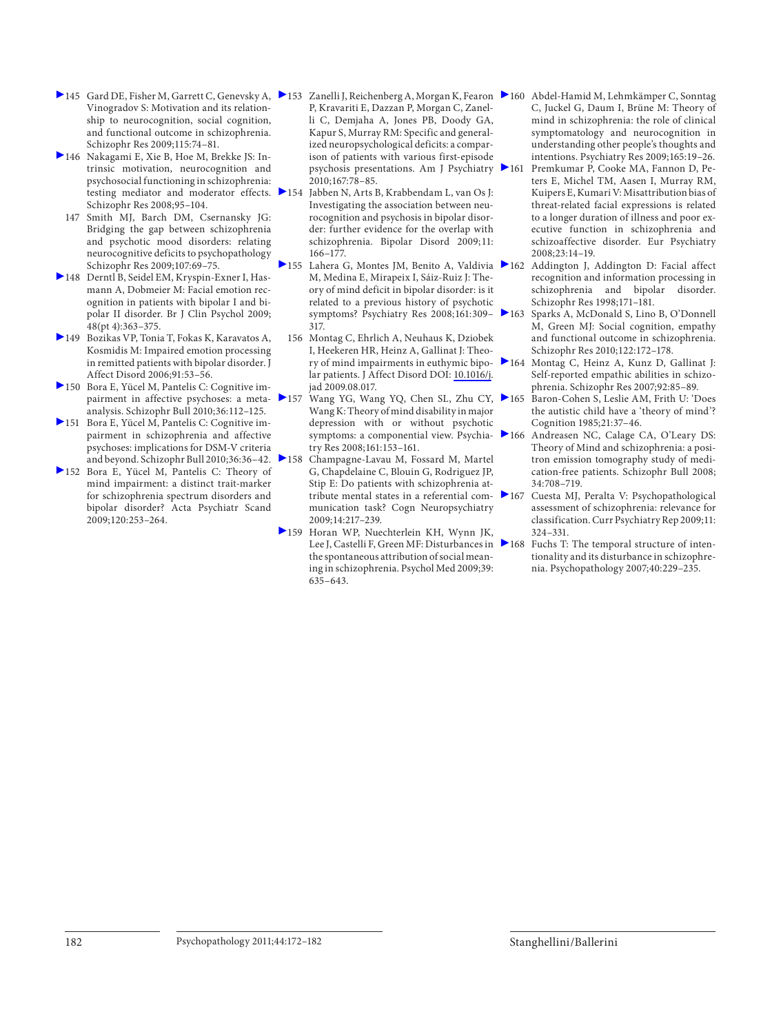145 Gard DE, Fisher M, Garrett C, Genevsky A, Vinogradov S: Motivation and its relationship to neurocognition, social cognition, and functional outcome in schizophrenia. Schizophr Res 2009;115:74–81.

146 Nakagami E, Xie B, Hoe M, Brekke JS: Intrinsic motivation, neurocognition and psychosocial functioning in schizophrenia: testing mediator and moderator effects. Schizophr Res 2008;95–104.

147 Smith MJ, Barch DM, Csernansky JG: Bridging the gap between schizophrenia and psychotic mood disorders: relating neurocognitive deficits to psychopathology Schizophr Res 2009;107:69–75.

148 Derntl B, Seidel EM, Kryspin-Exner I, Hasmann A, Dobmeier M: Facial emotion recognition in patients with bipolar I and bipolar II disorder. Br J Clin Psychol 2009; 48(pt 4):363–375.

149 Bozikas VP, Tonia T, Fokas K, Karavatos A, Kosmidis M: Impaired emotion processing in remitted patients with bipolar disorder. J Affect Disord 2006;91:53–56.

150 Bora E, Yücel M, Pantelis C: Cognitive impairment in affective psychoses: a meta-analysis. Schizophr Bull 2010;36:112–125.

151 Bora E, Yücel M, Pantelis C: Cognitive impairment in schizophrenia and affective psychoses: implications for DSM-V criteria and beyond. Schizophr Bull 2010;36:36–42.

152 Bora E, Yücel M, Pantelis C: Theory of mind impairment: a distinct trait-marker for schizophrenia spectrum disorders and bipolar disorder? Acta Psychiatr Scand 2009;120:253–264.

153 Zanelli J, Reichenberg A, Morgan K, Fearon P, Kravariti E, Dazzan P, Morgan C, Zanelli C, Demjaha A, Jones PB, Doody GA, Kapur S, Murray RM: Specific and generalized neuropsychological deficits: a comparison of patients with various first-episode psychosis presentations. Am J Psychiatry 2010;167:78–85.

154 Jabben N, Arts B, Krabbendam L, van Os J: Investigating the association between neurocognition and psychosis in bipolar disorder: further evidence for the overlap with schizophrenia. Bipolar Disord 2009;11: 166–177.

155 Lahera G, Montes JM, Benito A, Valdivia M, Medina E, Mirapeix I, Sáiz-Ruiz J: Theory of mind deficit in bipolar disorder: is it related to a previous history of psychotic symptoms? Psychiatry Res 2008;161:309–317.

156 Montag C, Ehrlich A, Neuhaus K, Dziobek I, Heekeren HR, Heinz A, Gallinat J: Theory of mind impairments in euthymic bipolar patients. J Affect Disord DOI: 10.1016/j.jad 2009.08.017.

157 Wang YG, Wang YQ, Chen SL, Zhu CY, Wang K: Theory of mind disability in major depression with or without psychotic symptoms: a componential view. Psychiatry Res 2008;161:153–161.

158 Champagne-Lavau M, Fossard M, Martel G, Chapdelaine C, Blouin G, Rodriguez JP, Stip E: Do patients with schizophrenia attribute mental states in a referential communication task? Cogn Neuropsychiatry 2009;14:217–239.

159 Horan WP, Nuechterlein KH, Wynn JK, Lee J, Castelli F, Green MF: Disturbances in the spontaneous attribution of social meaning in schizophrenia. Psychol Med 2009;39: 635–643.

160 Abdel-Hamid M, Lehmkämper C, Sonntag C, Juckel G, Daum I, Brüne M: Theory of mind in schizophrenia: the role of clinical symptomatology and neurocognition in understanding other people's thoughts and intentions. Psychiatry Res 2009;165:19–26.

161 Premkumar P, Cooke MA, Fannon D, Peters E, Michel TM, Aasen I, Murray RM, Kuipers E, Kumari V: Misattribution bias of threat-related facial expressions is related to a longer duration of illness and poor executive function in schizophrenia and schizoaffective disorder. Eur Psychiatry 2008;23:14–19.

162 Addington J, Addington D: Facial affect recognition and information processing in schizophrenia and bipolar disorder. Schizophr Res 1998;171–181.

163 Sparks A, McDonald S, Lino B, O'Donnell M, Green MJ: Social cognition, empathy and functional outcome in schizophrenia. Schizophr Res 2010;122:172–178.

164 Montag C, Heinz A, Kunz D, Gallinat J: Self-reported empathic abilities in schizophrenia. Schizophr Res 2007;92:85–89.

165 Baron-Cohen S, Leslie AM, Frith U: 'Does the autistic child have a 'theory of mind'? Cognition 1985;21:37–46.

166 Andreasen NC, Calage CA, O'Leary DS: Theory of Mind and schizophrenia: a positron emission tomography study of medication-free patients. Schizophr Bull 2008; 34:708–719.

167 Cuesta MJ, Peralta V: Psychopathological assessment of schizophrenia: relevance for classification. Curr Psychiatry Rep 2009;11: 324–331.

168 Fuchs T: The temporal structure of intentionality and its disturbance in schizophrenia. Psychopathology 2007;40:229–235.